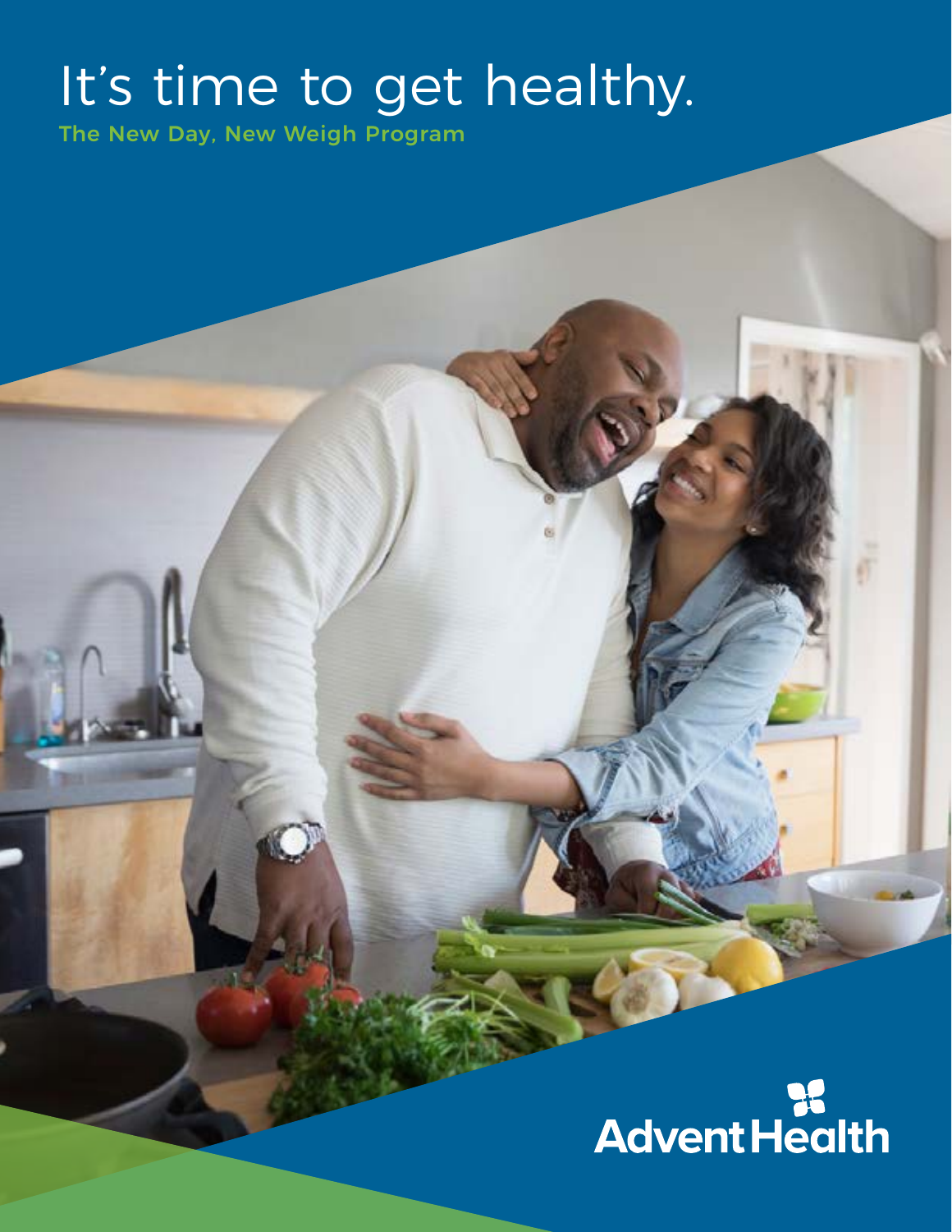# It's time to get healthy.

## The New Day, New Weigh Program

AdventHealth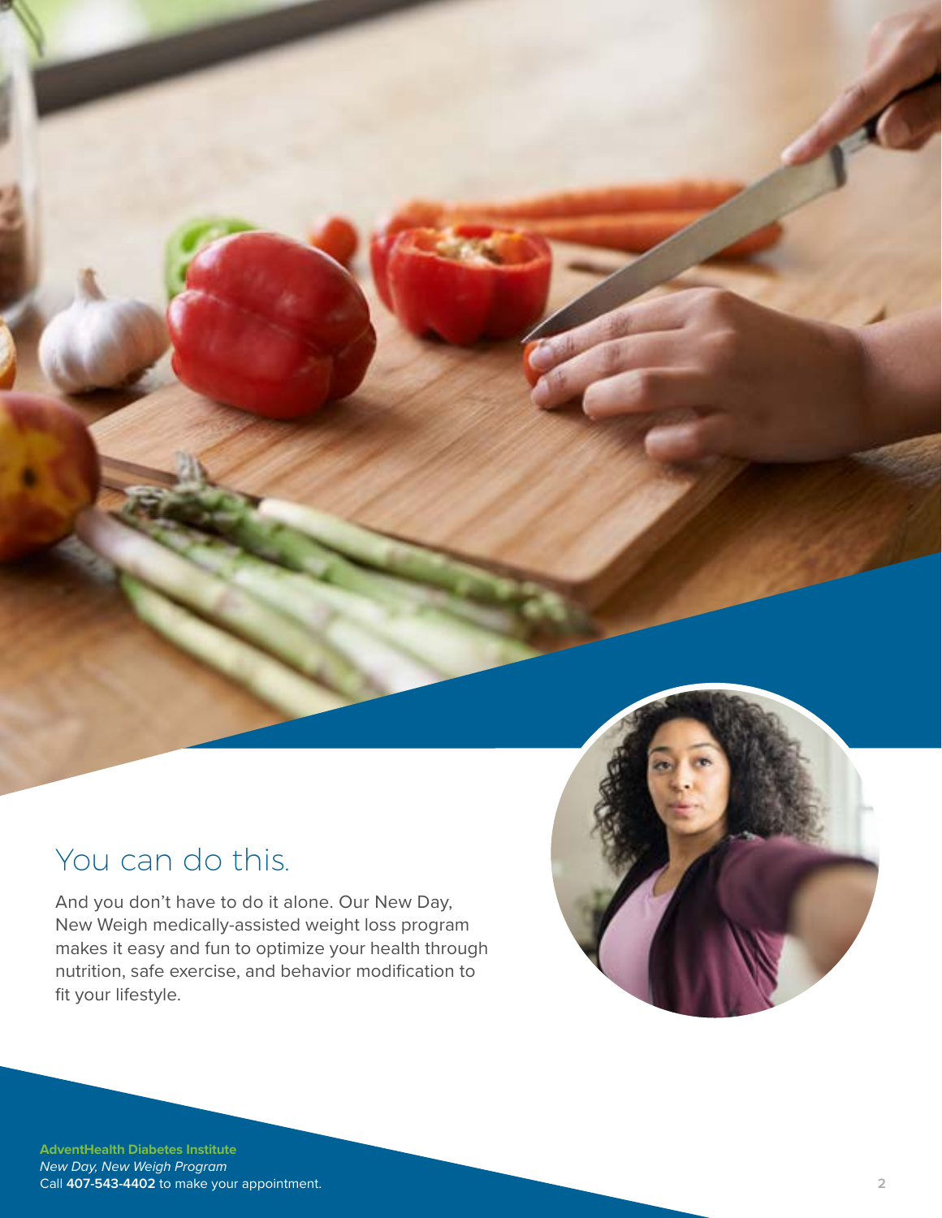## You can do this.

And you don't have to do it alone. Our New Day, New Weigh medically-assisted weight loss program makes it easy and fun to optimize your health through nutrition, safe exercise, and behavior modification to fit your lifestyle.

**AdventHealth Diabetes Institute**
*New Day, New Weigh Program*
Call **407-543-4402** to make your appointment.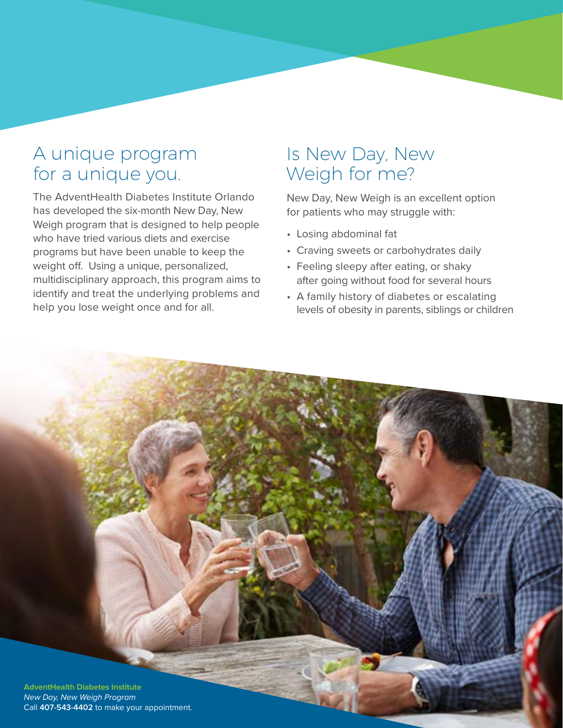## A unique program for a unique you.

The AdventHealth Diabetes Institute Orlando has developed the six-month New Day, New Weigh program that is designed to help people who have tried various diets and exercise programs but have been unable to keep the weight off. Using a unique, personalized, multidisciplinary approach, this program aims to identify and treat the underlying problems and help you lose weight once and for all.

## Is New Day, New Weigh for me?

New Day, New Weigh is an excellent option for patients who may struggle with:

- Losing abdominal fat
- Craving sweets or carbohydrates daily
- Feeling sleepy after eating, or shaky after going without food for several hours
- A family history of diabetes or escalating levels of obesity in parents, siblings or children

**AdventHealth Diabetes Institute**
*New Day, New Weigh Program*
Call **407-543-4402** to make your appointment.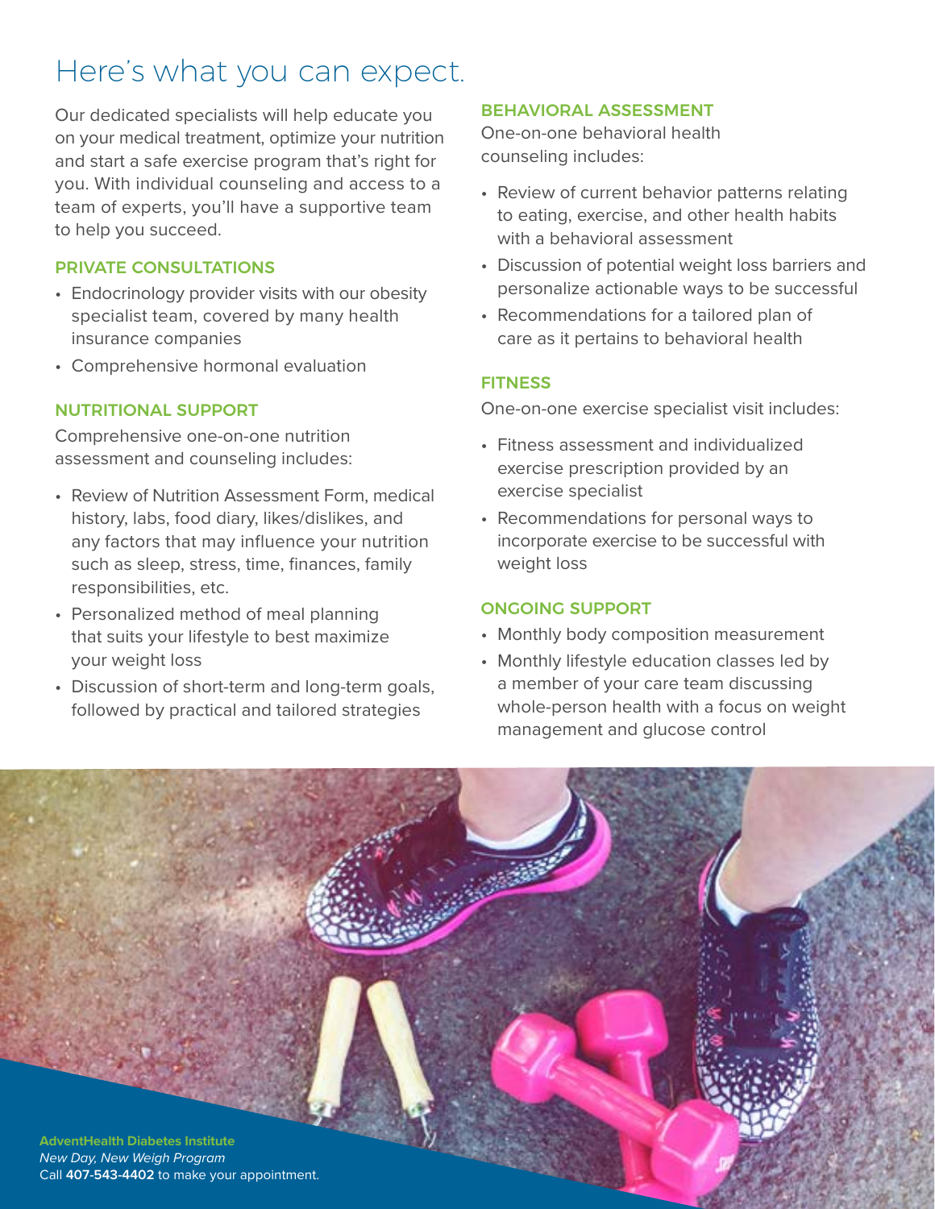# Here's what you can expect.

Our dedicated specialists will help educate you on your medical treatment, optimize your nutrition and start a safe exercise program that's right for you. With individual counseling and access to a team of experts, you'll have a supportive team to help you succeed.

## PRIVATE CONSULTATIONS

- Endocrinology provider visits with our obesity specialist team, covered by many health insurance companies
- Comprehensive hormonal evaluation

## NUTRITIONAL SUPPORT

Comprehensive one-on-one nutrition assessment and counseling includes:

- Review of Nutrition Assessment Form, medical history, labs, food diary, likes/dislikes, and any factors that may influence your nutrition such as sleep, stress, time, finances, family responsibilities, etc.
- Personalized method of meal planning that suits your lifestyle to best maximize your weight loss
- Discussion of short-term and long-term goals, followed by practical and tailored strategies

## BEHAVIORAL ASSESSMENT

One-on-one behavioral health counseling includes:

- Review of current behavior patterns relating to eating, exercise, and other health habits with a behavioral assessment
- Discussion of potential weight loss barriers and personalize actionable ways to be successful
- Recommendations for a tailored plan of care as it pertains to behavioral health

## FITNESS

One-on-one exercise specialist visit includes:

- Fitness assessment and individualized exercise prescription provided by an exercise specialist
- Recommendations for personal ways to incorporate exercise to be successful with weight loss

## ONGOING SUPPORT

- Monthly body composition measurement
- Monthly lifestyle education classes led by a member of your care team discussing whole-person health with a focus on weight management and glucose control

**AdventHealth Diabetes Institute**
*New Day, New Weigh Program*
Call **407-543-4402** to make your appointment.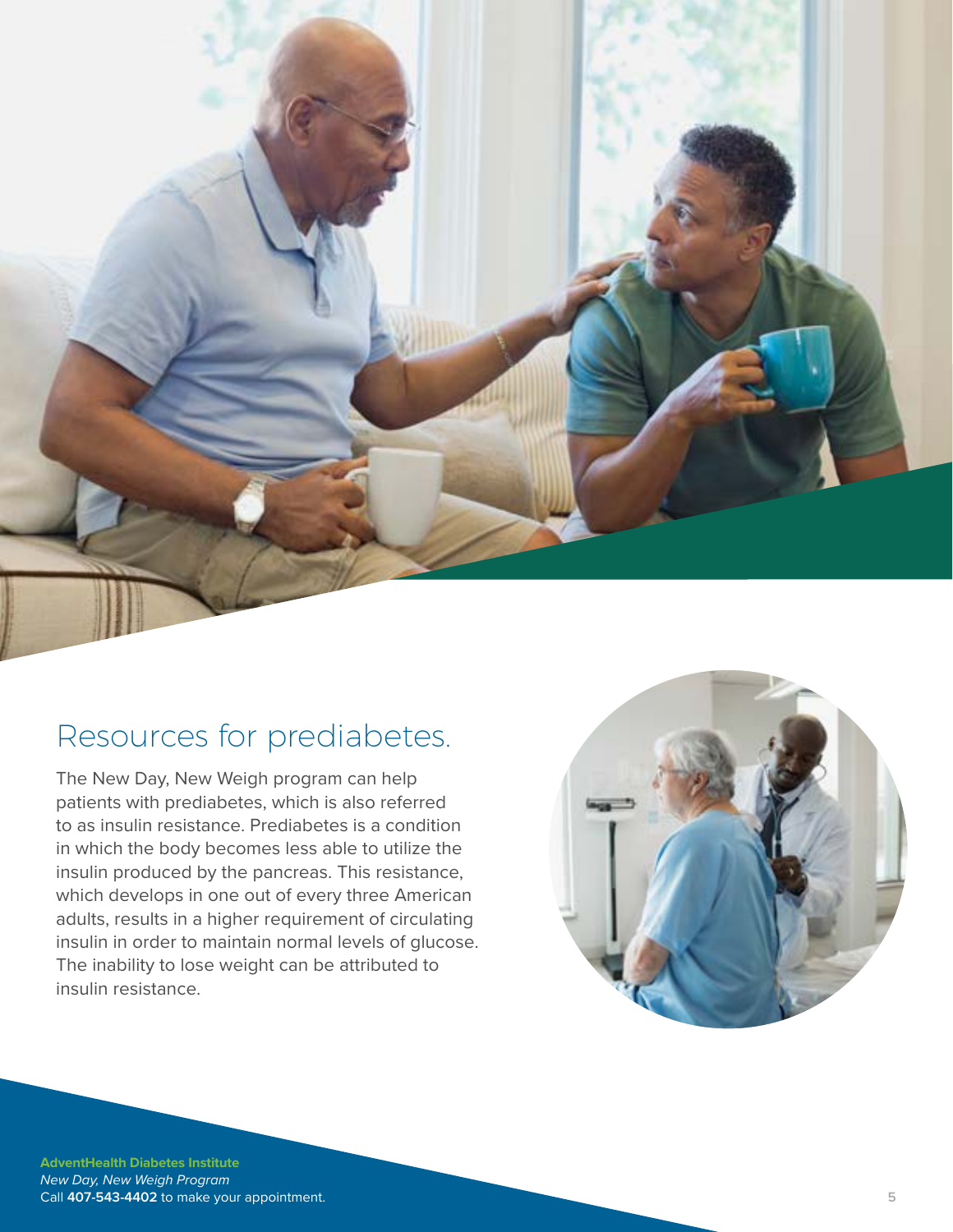## Resources for prediabetes.

The New Day, New Weigh program can help patients with prediabetes, which is also referred to as insulin resistance. Prediabetes is a condition in which the body becomes less able to utilize the insulin produced by the pancreas. This resistance, which develops in one out of every three American adults, results in a higher requirement of circulating insulin in order to maintain normal levels of glucose. The inability to lose weight can be attributed to insulin resistance.

**AdventHealth Diabetes Institute**
*New Day, New Weigh Program*
Call **407-543-4402** to make your appointment.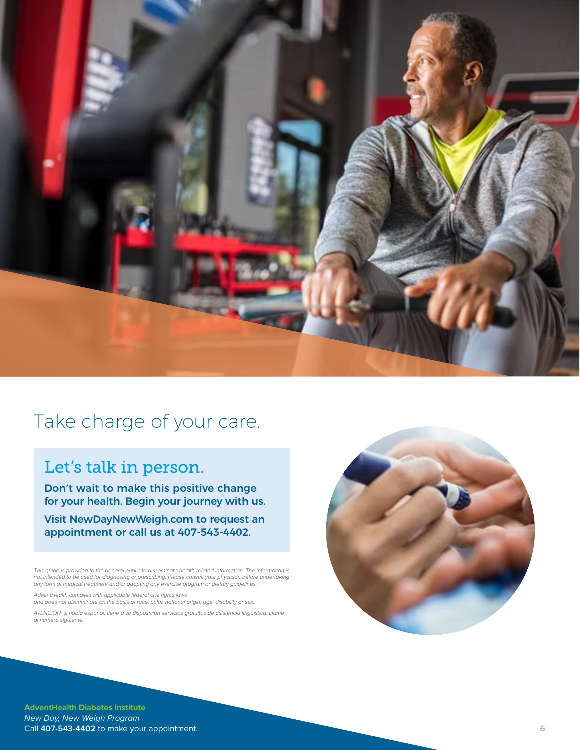# Take charge of your care.

## Let's talk in person.

**Don't wait to make this positive change for your health. Begin your journey with us.**

**Visit NewDayNewWeigh.com to request an appointment or call us at 407-543-4402.**

*This guide is provided to the general public to disseminate health-related information. The information is not intended to be used for diagnosing or prescribing. Please consult your physician before undertaking any form of medical treatment and/or adopting any exercise program or dietary guidelines.*

*AdventHealth complies with applicable federal civil rights laws and does not discriminate on the basis of race, color, national origin, age, disability or sex.*

*ATENCIÓN: si habla español, tiene a su disposición servicios gratuitos de asistencia lingüística. Llame al número siguiente.*

**AdventHealth Diabetes Institute**
*New Day, New Weigh Program*
Call **407-543-4402** to make your appointment.